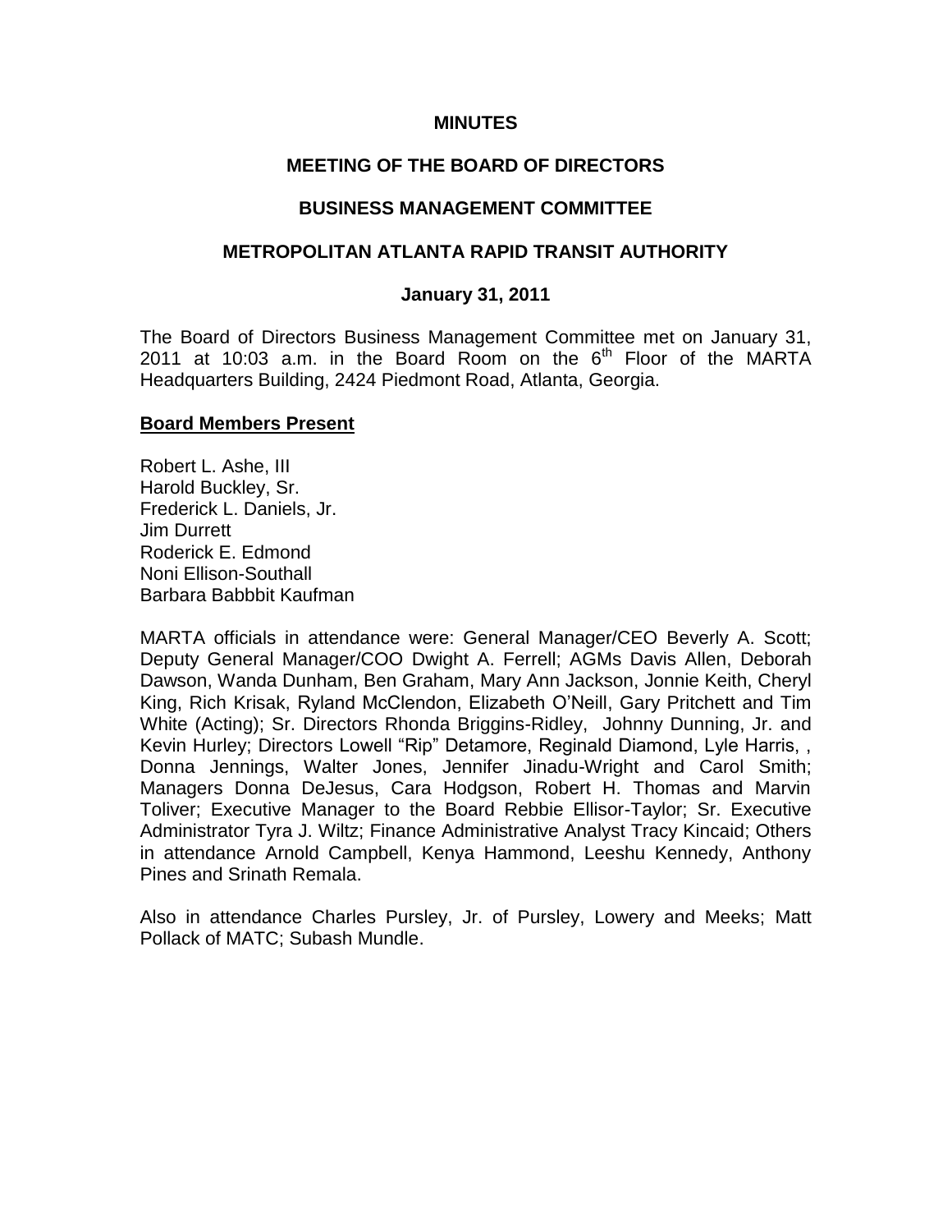**MINUTES**

**MEETING OF THE BOARD OF DIRECTORS**

**BUSINESS MANAGEMENT COMMITTEE**

**METROPOLITAN ATLANTA RAPID TRANSIT AUTHORITY**

**January 31, 2011**

The Board of Directors Business Management Committee met on January 31, 2011 at 10:03 a.m. in the Board Room on the 6th Floor of the MARTA Headquarters Building, 2424 Piedmont Road, Atlanta, Georgia.

**Board Members Present**

Robert L. Ashe, III
Harold Buckley, Sr.
Frederick L. Daniels, Jr.
Jim Durrett
Roderick E. Edmond
Noni Ellison-Southall
Barbara Babbbit Kaufman

MARTA officials in attendance were: General Manager/CEO Beverly A. Scott; Deputy General Manager/COO Dwight A. Ferrell; AGMs Davis Allen, Deborah Dawson, Wanda Dunham, Ben Graham, Mary Ann Jackson, Jonnie Keith, Cheryl King, Rich Krisak, Ryland McClendon, Elizabeth O'Neill, Gary Pritchett and Tim White (Acting); Sr. Directors Rhonda Briggins-Ridley, Johnny Dunning, Jr. and Kevin Hurley; Directors Lowell "Rip" Detamore, Reginald Diamond, Lyle Harris, , Donna Jennings, Walter Jones, Jennifer Jinadu-Wright and Carol Smith; Managers Donna DeJesus, Cara Hodgson, Robert H. Thomas and Marvin Toliver; Executive Manager to the Board Rebbie Ellisor-Taylor; Sr. Executive Administrator Tyra J. Wiltz; Finance Administrative Analyst Tracy Kincaid; Others in attendance Arnold Campbell, Kenya Hammond, Leeshu Kennedy, Anthony Pines and Srinath Remala.

Also in attendance Charles Pursley, Jr. of Pursley, Lowery and Meeks; Matt Pollack of MATC; Subash Mundle.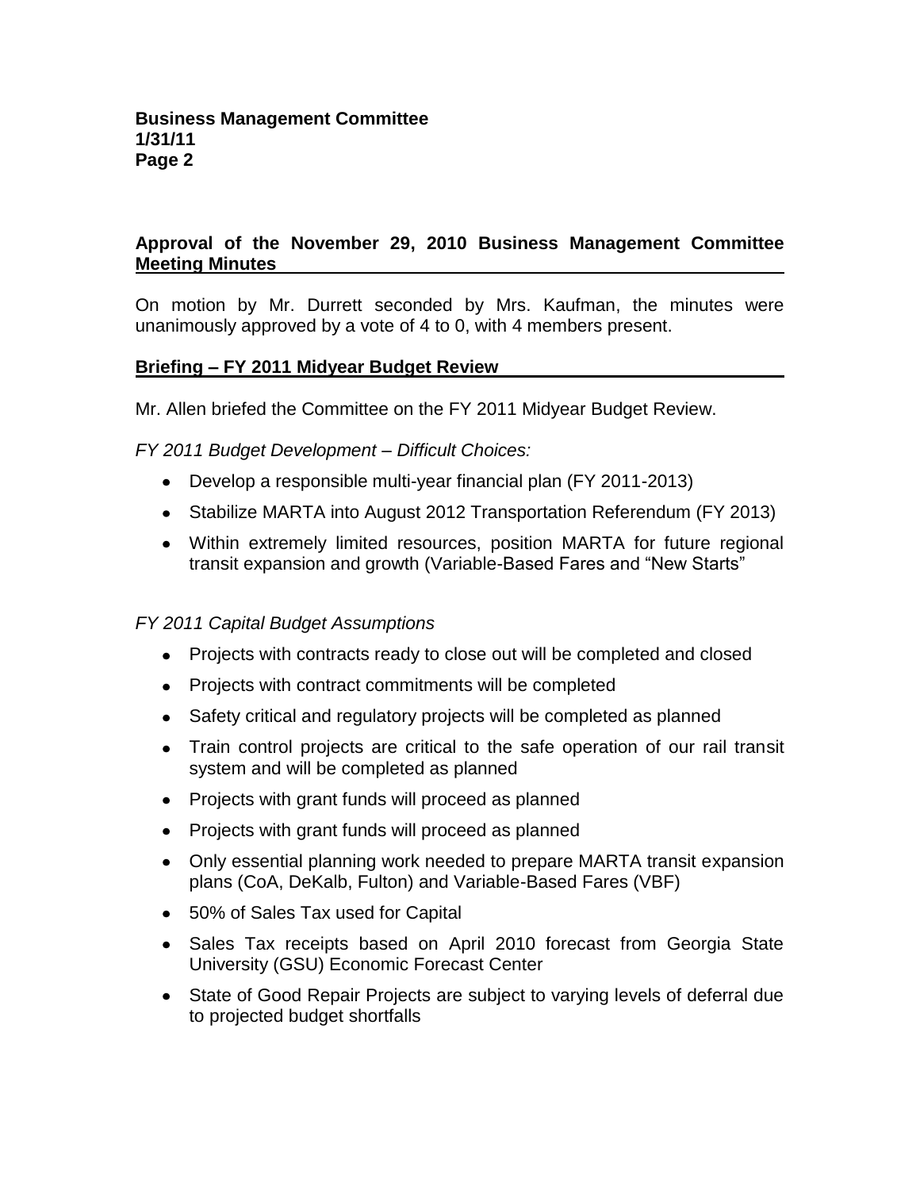## Approval of the November 29, 2010 Business Management Committee Meeting Minutes

On motion by Mr. Durrett seconded by Mrs. Kaufman, the minutes were unanimously approved by a vote of 4 to 0, with 4 members present.

## Briefing – FY 2011 Midyear Budget Review

Mr. Allen briefed the Committee on the FY 2011 Midyear Budget Review.

*FY 2011 Budget Development – Difficult Choices:*

- Develop a responsible multi-year financial plan (FY 2011-2013)
- Stabilize MARTA into August 2012 Transportation Referendum (FY 2013)
- Within extremely limited resources, position MARTA for future regional transit expansion and growth (Variable-Based Fares and "New Starts"

*FY 2011 Capital Budget Assumptions*

- Projects with contracts ready to close out will be completed and closed
- Projects with contract commitments will be completed
- Safety critical and regulatory projects will be completed as planned
- Train control projects are critical to the safe operation of our rail transit system and will be completed as planned
- Projects with grant funds will proceed as planned
- Projects with grant funds will proceed as planned
- Only essential planning work needed to prepare MARTA transit expansion plans (CoA, DeKalb, Fulton) and Variable-Based Fares (VBF)
- 50% of Sales Tax used for Capital
- Sales Tax receipts based on April 2010 forecast from Georgia State University (GSU) Economic Forecast Center
- State of Good Repair Projects are subject to varying levels of deferral due to projected budget shortfalls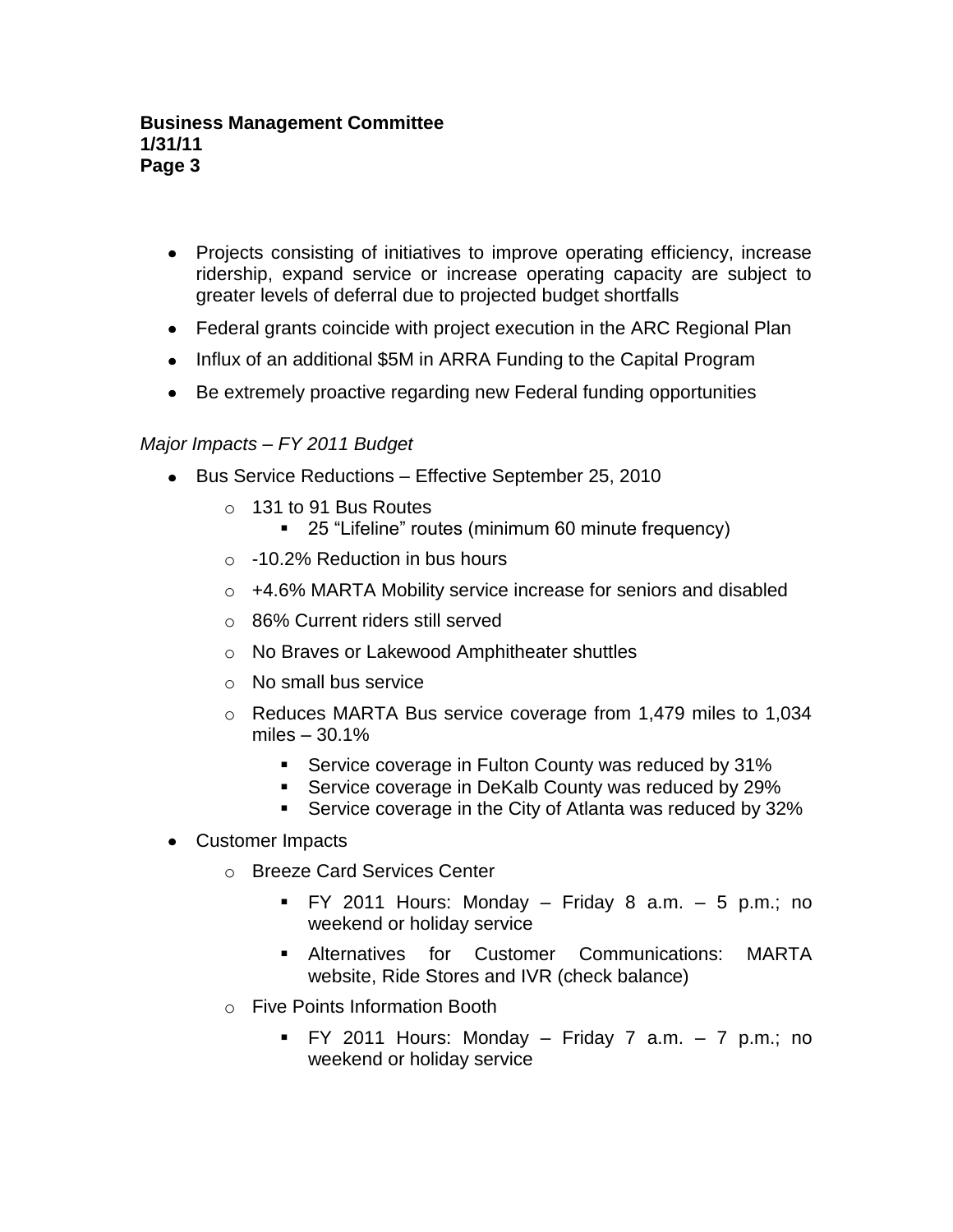- Projects consisting of initiatives to improve operating efficiency, increase ridership, expand service or increase operating capacity are subject to greater levels of deferral due to projected budget shortfalls
- Federal grants coincide with project execution in the ARC Regional Plan
- Influx of an additional $5M in ARRA Funding to the Capital Program
- Be extremely proactive regarding new Federal funding opportunities

*Major Impacts – FY 2011 Budget*

- Bus Service Reductions – Effective September 25, 2010
  - 131 to 91 Bus Routes
    - 25 "Lifeline" routes (minimum 60 minute frequency)
  - -10.2% Reduction in bus hours
  - +4.6% MARTA Mobility service increase for seniors and disabled
  - 86% Current riders still served
  - No Braves or Lakewood Amphitheater shuttles
  - No small bus service
  - Reduces MARTA Bus service coverage from 1,479 miles to 1,034 miles – 30.1%
    - Service coverage in Fulton County was reduced by 31%
    - Service coverage in DeKalb County was reduced by 29%
    - Service coverage in the City of Atlanta was reduced by 32%
- Customer Impacts
  - Breeze Card Services Center
    - FY 2011 Hours: Monday – Friday 8 a.m. – 5 p.m.; no weekend or holiday service
    - Alternatives for Customer Communications: MARTA website, Ride Stores and IVR (check balance)
  - Five Points Information Booth
    - FY 2011 Hours: Monday – Friday 7 a.m. – 7 p.m.; no weekend or holiday service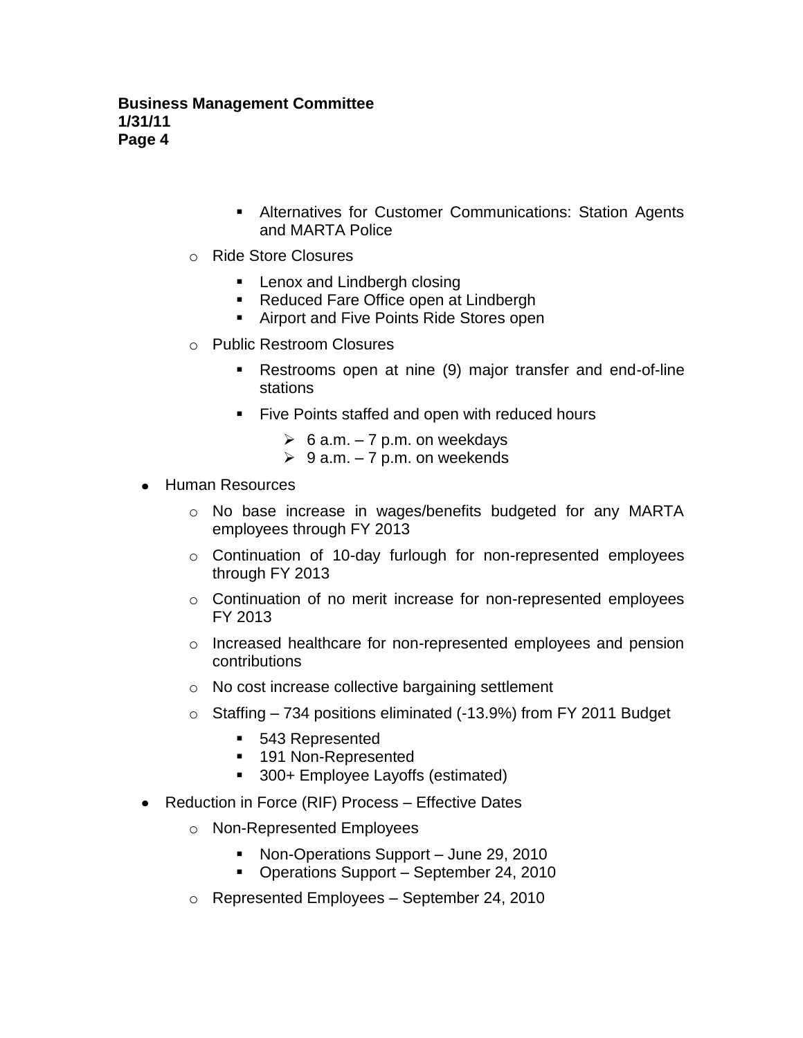- Alternatives for Customer Communications: Station Agents and MARTA Police
  - Ride Store Closures
      - Lenox and Lindbergh closing
      - Reduced Fare Office open at Lindbergh
      - Airport and Five Points Ride Stores open
  - Public Restroom Closures
      - Restrooms open at nine (9) major transfer and end-of-line stations
      - Five Points staffed and open with reduced hours
          - 6 a.m. – 7 p.m. on weekdays
          - 9 a.m. – 7 p.m. on weekends

- Human Resources
  - No base increase in wages/benefits budgeted for any MARTA employees through FY 2013
  - Continuation of 10-day furlough for non-represented employees through FY 2013
  - Continuation of no merit increase for non-represented employees FY 2013
  - Increased healthcare for non-represented employees and pension contributions
  - No cost increase collective bargaining settlement
  - Staffing – 734 positions eliminated (-13.9%) from FY 2011 Budget
      - 543 Represented
      - 191 Non-Represented
      - 300+ Employee Layoffs (estimated)
- Reduction in Force (RIF) Process – Effective Dates
  - Non-Represented Employees
      - Non-Operations Support – June 29, 2010
      - Operations Support – September 24, 2010
  - Represented Employees – September 24, 2010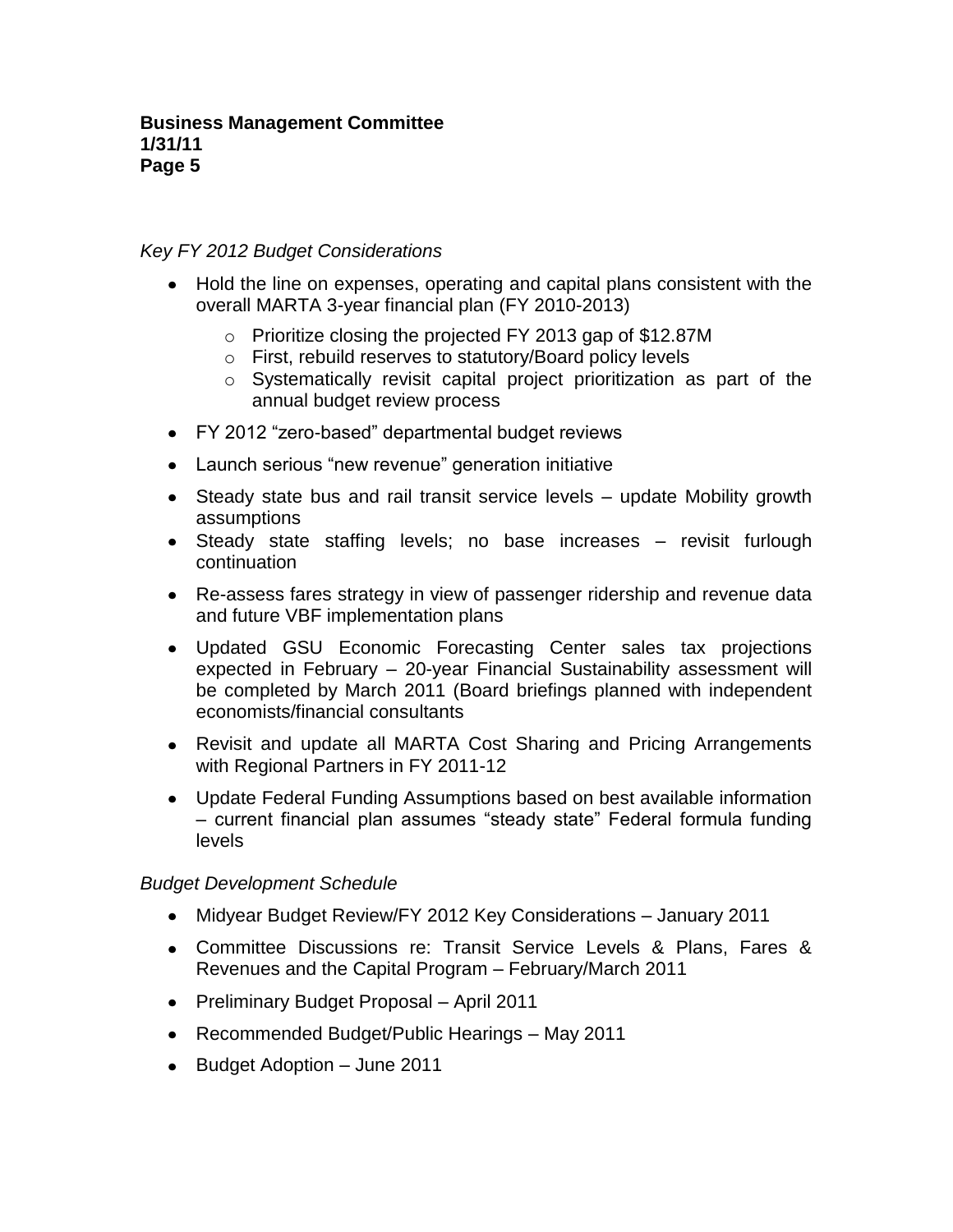*Key FY 2012 Budget Considerations*

- Hold the line on expenses, operating and capital plans consistent with the overall MARTA 3-year financial plan (FY 2010-2013)
  - Prioritize closing the projected FY 2013 gap of $12.87M
  - First, rebuild reserves to statutory/Board policy levels
  - Systematically revisit capital project prioritization as part of the annual budget review process
- FY 2012 "zero-based" departmental budget reviews
- Launch serious "new revenue" generation initiative
- Steady state bus and rail transit service levels – update Mobility growth assumptions
- Steady state staffing levels; no base increases – revisit furlough continuation
- Re-assess fares strategy in view of passenger ridership and revenue data and future VBF implementation plans
- Updated GSU Economic Forecasting Center sales tax projections expected in February – 20-year Financial Sustainability assessment will be completed by March 2011 (Board briefings planned with independent economists/financial consultants
- Revisit and update all MARTA Cost Sharing and Pricing Arrangements with Regional Partners in FY 2011-12
- Update Federal Funding Assumptions based on best available information – current financial plan assumes "steady state" Federal formula funding levels

*Budget Development Schedule*

- Midyear Budget Review/FY 2012 Key Considerations – January 2011
- Committee Discussions re: Transit Service Levels & Plans, Fares & Revenues and the Capital Program – February/March 2011
- Preliminary Budget Proposal – April 2011
- Recommended Budget/Public Hearings – May 2011
- Budget Adoption – June 2011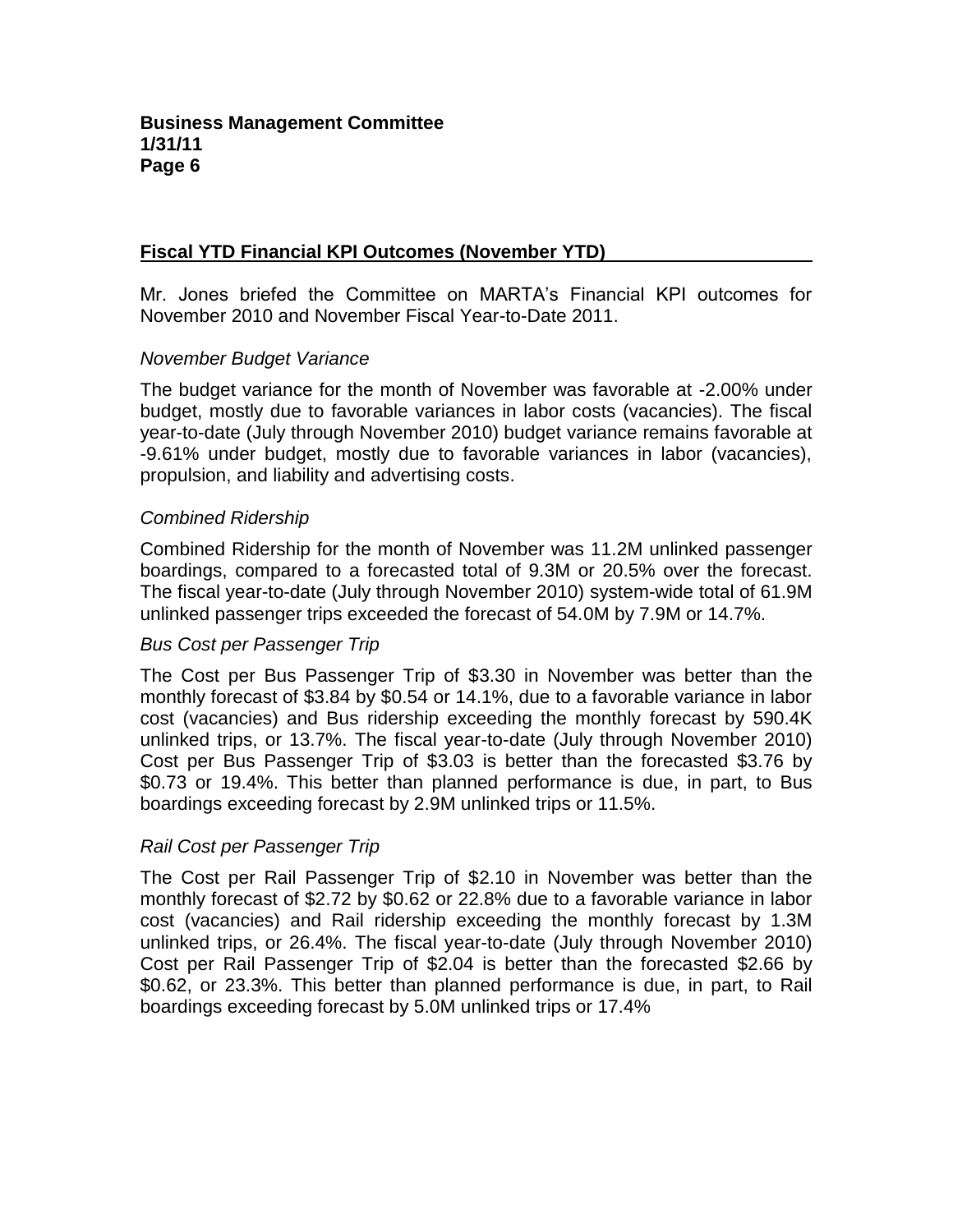## Fiscal YTD Financial KPI Outcomes (November YTD)

Mr. Jones briefed the Committee on MARTA's Financial KPI outcomes for November 2010 and November Fiscal Year-to-Date 2011.

### *November Budget Variance*

The budget variance for the month of November was favorable at -2.00% under budget, mostly due to favorable variances in labor costs (vacancies). The fiscal year-to-date (July through November 2010) budget variance remains favorable at -9.61% under budget, mostly due to favorable variances in labor (vacancies), propulsion, and liability and advertising costs.

### *Combined Ridership*

Combined Ridership for the month of November was 11.2M unlinked passenger boardings, compared to a forecasted total of 9.3M or 20.5% over the forecast. The fiscal year-to-date (July through November 2010) system-wide total of 61.9M unlinked passenger trips exceeded the forecast of 54.0M by 7.9M or 14.7%.

### *Bus Cost per Passenger Trip*

The Cost per Bus Passenger Trip of $3.30 in November was better than the monthly forecast of $3.84 by $0.54 or 14.1%, due to a favorable variance in labor cost (vacancies) and Bus ridership exceeding the monthly forecast by 590.4K unlinked trips, or 13.7%. The fiscal year-to-date (July through November 2010) Cost per Bus Passenger Trip of $3.03 is better than the forecasted $3.76 by $0.73 or 19.4%. This better than planned performance is due, in part, to Bus boardings exceeding forecast by 2.9M unlinked trips or 11.5%.

### *Rail Cost per Passenger Trip*

The Cost per Rail Passenger Trip of $2.10 in November was better than the monthly forecast of $2.72 by $0.62 or 22.8% due to a favorable variance in labor cost (vacancies) and Rail ridership exceeding the monthly forecast by 1.3M unlinked trips, or 26.4%. The fiscal year-to-date (July through November 2010) Cost per Rail Passenger Trip of $2.04 is better than the forecasted $2.66 by $0.62, or 23.3%. This better than planned performance is due, in part, to Rail boardings exceeding forecast by 5.0M unlinked trips or 17.4%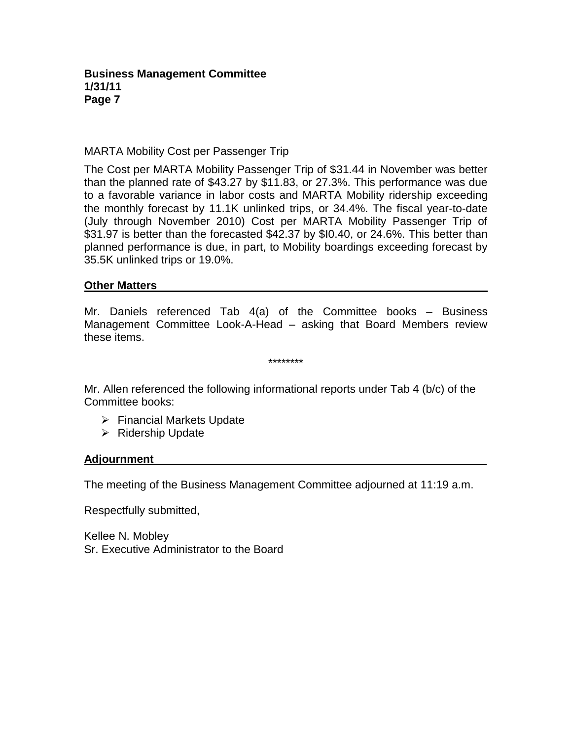MARTA Mobility Cost per Passenger Trip

The Cost per MARTA Mobility Passenger Trip of $31.44 in November was better than the planned rate of $43.27 by $11.83, or 27.3%. This performance was due to a favorable variance in labor costs and MARTA Mobility ridership exceeding the monthly forecast by 11.1K unlinked trips, or 34.4%. The fiscal year-to-date (July through November 2010) Cost per MARTA Mobility Passenger Trip of $31.97 is better than the forecasted $42.37 by $I0.40, or 24.6%. This better than planned performance is due, in part, to Mobility boardings exceeding forecast by 35.5K unlinked trips or 19.0%.

**Other Matters**

Mr. Daniels referenced Tab 4(a) of the Committee books – Business Management Committee Look-A-Head – asking that Board Members review these items.

********

Mr. Allen referenced the following informational reports under Tab 4 (b/c) of the Committee books:

- Financial Markets Update
- Ridership Update

**Adjournment**

The meeting of the Business Management Committee adjourned at 11:19 a.m.

Respectfully submitted,

Kellee N. Mobley
Sr. Executive Administrator to the Board